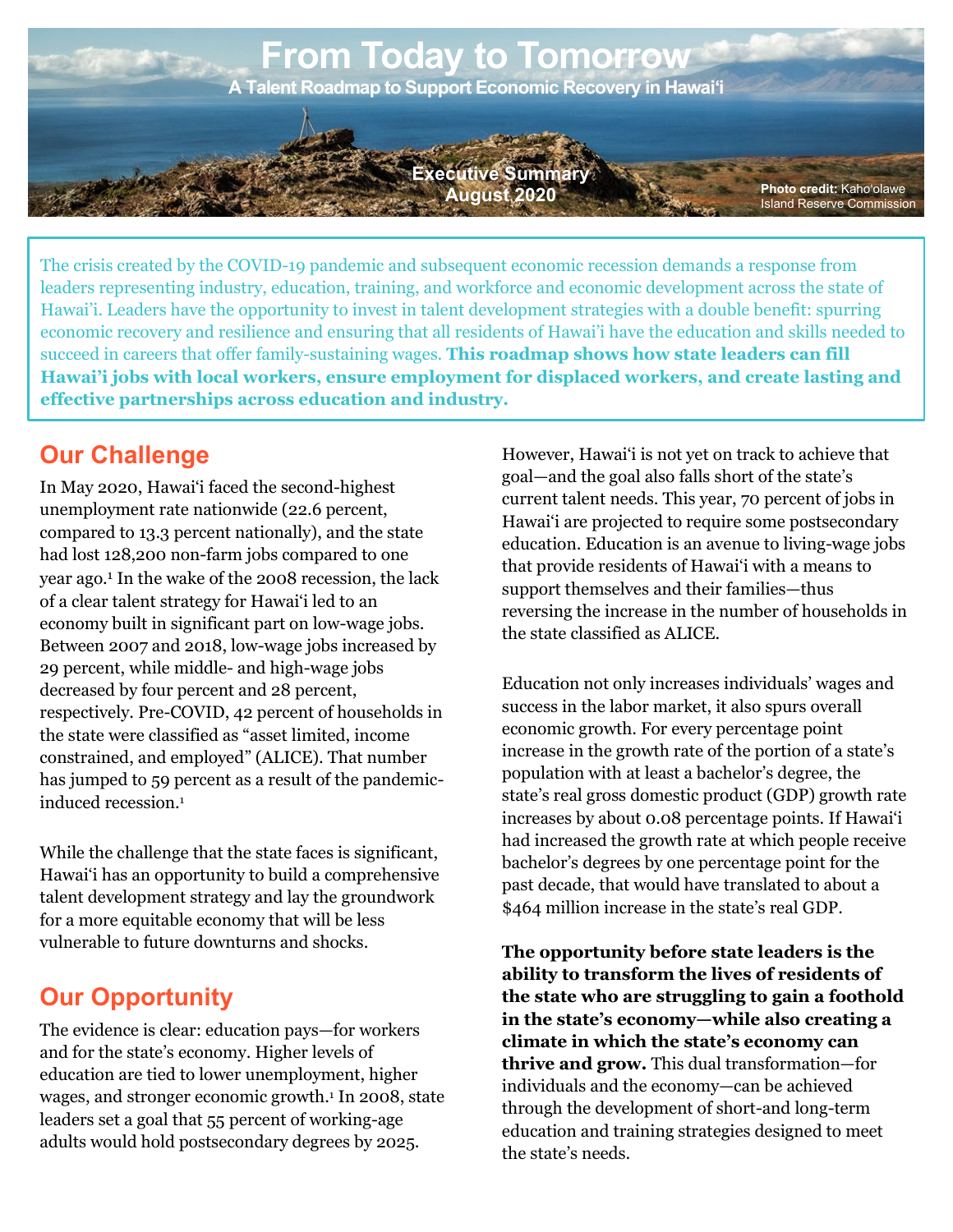# From Today to Tomorrow

**A Talent Roadmap to Support Economic Recovery in Hawai'i**

Executive Summary
August 2020

**Photo credit:** Kaho'olawe Island Reserve Commission

The crisis created by the COVID-19 pandemic and subsequent economic recession demands a response from leaders representing industry, education, training, and workforce and economic development across the state of Hawai'i. Leaders have the opportunity to invest in talent development strategies with a double benefit: spurring economic recovery and resilience and ensuring that all residents of Hawai'i have the education and skills needed to succeed in careers that offer family-sustaining wages. **This roadmap shows how state leaders can fill Hawai'i jobs with local workers, ensure employment for displaced workers, and create lasting and effective partnerships across education and industry.**

## Our Challenge

In May 2020, Hawai'i faced the second-highest unemployment rate nationwide (22.6 percent, compared to 13.3 percent nationally), and the state had lost 128,200 non-farm jobs compared to one year ago.[1] In the wake of the 2008 recession, the lack of a clear talent strategy for Hawai'i led to an economy built in significant part on low-wage jobs. Between 2007 and 2018, low-wage jobs increased by 29 percent, while middle- and high-wage jobs decreased by four percent and 28 percent, respectively. Pre-COVID, 42 percent of households in the state were classified as "asset limited, income constrained, and employed" (ALICE). That number has jumped to 59 percent as a result of the pandemic-induced recession.[1]

While the challenge that the state faces is significant, Hawai'i has an opportunity to build a comprehensive talent development strategy and lay the groundwork for a more equitable economy that will be less vulnerable to future downturns and shocks.

## Our Opportunity

The evidence is clear: education pays—for workers and for the state's economy. Higher levels of education are tied to lower unemployment, higher wages, and stronger economic growth.[1] In 2008, state leaders set a goal that 55 percent of working-age adults would hold postsecondary degrees by 2025. However, Hawai'i is not yet on track to achieve that goal—and the goal also falls short of the state's current talent needs. This year, 70 percent of jobs in Hawai'i are projected to require some postsecondary education. Education is an avenue to living-wage jobs that provide residents of Hawai'i with a means to support themselves and their families—thus reversing the increase in the number of households in the state classified as ALICE.

Education not only increases individuals' wages and success in the labor market, it also spurs overall economic growth. For every percentage point increase in the growth rate of the portion of a state's population with at least a bachelor's degree, the state's real gross domestic product (GDP) growth rate increases by about 0.08 percentage points. If Hawai'i had increased the growth rate at which people receive bachelor's degrees by one percentage point for the past decade, that would have translated to about a $464 million increase in the state's real GDP.

**The opportunity before state leaders is the ability to transform the lives of residents of the state who are struggling to gain a foothold in the state's economy—while also creating a climate in which the state's economy can thrive and grow.** This dual transformation—for individuals and the economy—can be achieved through the development of short-and long-term education and training strategies designed to meet the state's needs.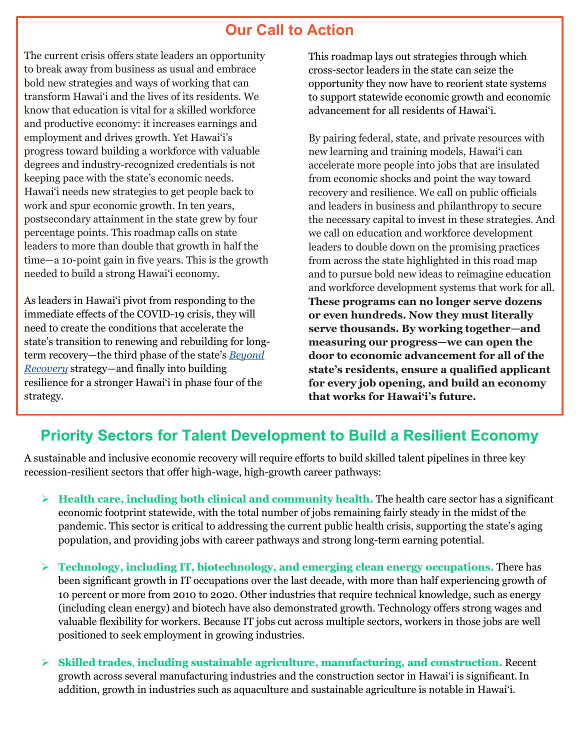## Our Call to Action

The current crisis offers state leaders an opportunity to break away from business as usual and embrace bold new strategies and ways of working that can transform Hawai'i and the lives of its residents. We know that education is vital for a skilled workforce and productive economy: it increases earnings and employment and drives growth. Yet Hawai'i's progress toward building a workforce with valuable degrees and industry-recognized credentials is not keeping pace with the state's economic needs. Hawai'i needs new strategies to get people back to work and spur economic growth. In ten years, postsecondary attainment in the state grew by four percentage points. This roadmap calls on state leaders to more than double that growth in half the time—a 10-point gain in five years. This is the growth needed to build a strong Hawai'i economy.

As leaders in Hawai'i pivot from responding to the immediate effects of the COVID-19 crisis, they will need to create the conditions that accelerate the state's transition to renewing and rebuilding for long-term recovery—the third phase of the state's *Beyond Recovery* strategy—and finally into building resilience for a stronger Hawai'i in phase four of the strategy.

This roadmap lays out strategies through which cross-sector leaders in the state can seize the opportunity they now have to reorient state systems to support statewide economic growth and economic advancement for all residents of Hawai'i.

By pairing federal, state, and private resources with new learning and training models, Hawai'i can accelerate more people into jobs that are insulated from economic shocks and point the way toward recovery and resilience. We call on public officials and leaders in business and philanthropy to secure the necessary capital to invest in these strategies. And we call on education and workforce development leaders to double down on the promising practices from across the state highlighted in this road map and to pursue bold new ideas to reimagine education and workforce development systems that work for all. **These programs can no longer serve dozens or even hundreds. Now they must literally serve thousands. By working together—and measuring our progress—we can open the door to economic advancement for all of the state's residents, ensure a qualified applicant for every job opening, and build an economy that works for Hawai'i's future.**

## Priority Sectors for Talent Development to Build a Resilient Economy

A sustainable and inclusive economic recovery will require efforts to build skilled talent pipelines in three key recession-resilient sectors that offer high-wage, high-growth career pathways:

- **Health care, including both clinical and community health.** The health care sector has a significant economic footprint statewide, with the total number of jobs remaining fairly steady in the midst of the pandemic. This sector is critical to addressing the current public health crisis, supporting the state's aging population, and providing jobs with career pathways and strong long-term earning potential.
- **Technology, including IT, biotechnology, and emerging clean energy occupations.** There has been significant growth in IT occupations over the last decade, with more than half experiencing growth of 10 percent or more from 2010 to 2020. Other industries that require technical knowledge, such as energy (including clean energy) and biotech have also demonstrated growth. Technology offers strong wages and valuable flexibility for workers. Because IT jobs cut across multiple sectors, workers in those jobs are well positioned to seek employment in growing industries.
- **Skilled trades, including sustainable agriculture, manufacturing, and construction.** Recent growth across several manufacturing industries and the construction sector in Hawai'i is significant. In addition, growth in industries such as aquaculture and sustainable agriculture is notable in Hawai'i.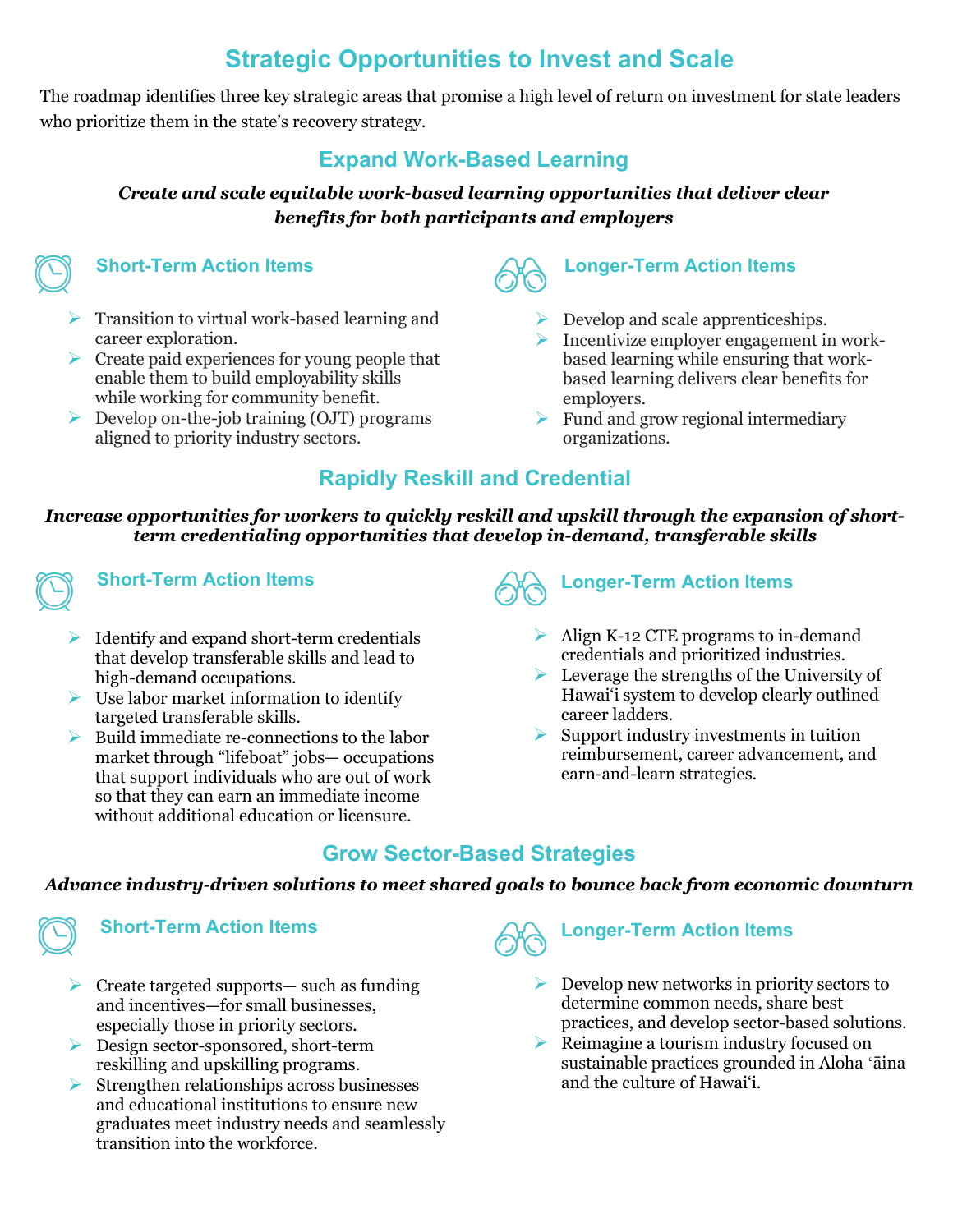# Strategic Opportunities to Invest and Scale

The roadmap identifies three key strategic areas that promise a high level of return on investment for state leaders who prioritize them in the state's recovery strategy.

## Expand Work-Based Learning

***Create and scale equitable work-based learning opportunities that deliver clear benefits for both participants and employers***

### Short-Term Action Items

- Transition to virtual work-based learning and career exploration.
- Create paid experiences for young people that enable them to build employability skills while working for community benefit.
- Develop on-the-job training (OJT) programs aligned to priority industry sectors.

### Longer-Term Action Items

- Develop and scale apprenticeships.
- Incentivize employer engagement in work-based learning while ensuring that work-based learning delivers clear benefits for employers.
- Fund and grow regional intermediary organizations.

## Rapidly Reskill and Credential

***Increase opportunities for workers to quickly reskill and upskill through the expansion of short-term credentialing opportunities that develop in-demand, transferable skills***

### Short-Term Action Items

- Identify and expand short-term credentials that develop transferable skills and lead to high-demand occupations.
- Use labor market information to identify targeted transferable skills.
- Build immediate re-connections to the labor market through "lifeboat" jobs— occupations that support individuals who are out of work so that they can earn an immediate income without additional education or licensure.

### Longer-Term Action Items

- Align K-12 CTE programs to in-demand credentials and prioritized industries.
- Leverage the strengths of the University of Hawai'i system to develop clearly outlined career ladders.
- Support industry investments in tuition reimbursement, career advancement, and earn-and-learn strategies.

## Grow Sector-Based Strategies

***Advance industry-driven solutions to meet shared goals to bounce back from economic downturn***

### Short-Term Action Items

- Create targeted supports— such as funding and incentives—for small businesses, especially those in priority sectors.
- Design sector-sponsored, short-term reskilling and upskilling programs.
- Strengthen relationships across businesses and educational institutions to ensure new graduates meet industry needs and seamlessly transition into the workforce.

### Longer-Term Action Items

- Develop new networks in priority sectors to determine common needs, share best practices, and develop sector-based solutions.
- Reimagine a tourism industry focused on sustainable practices grounded in Aloha ʻāina and the culture of Hawaiʻi.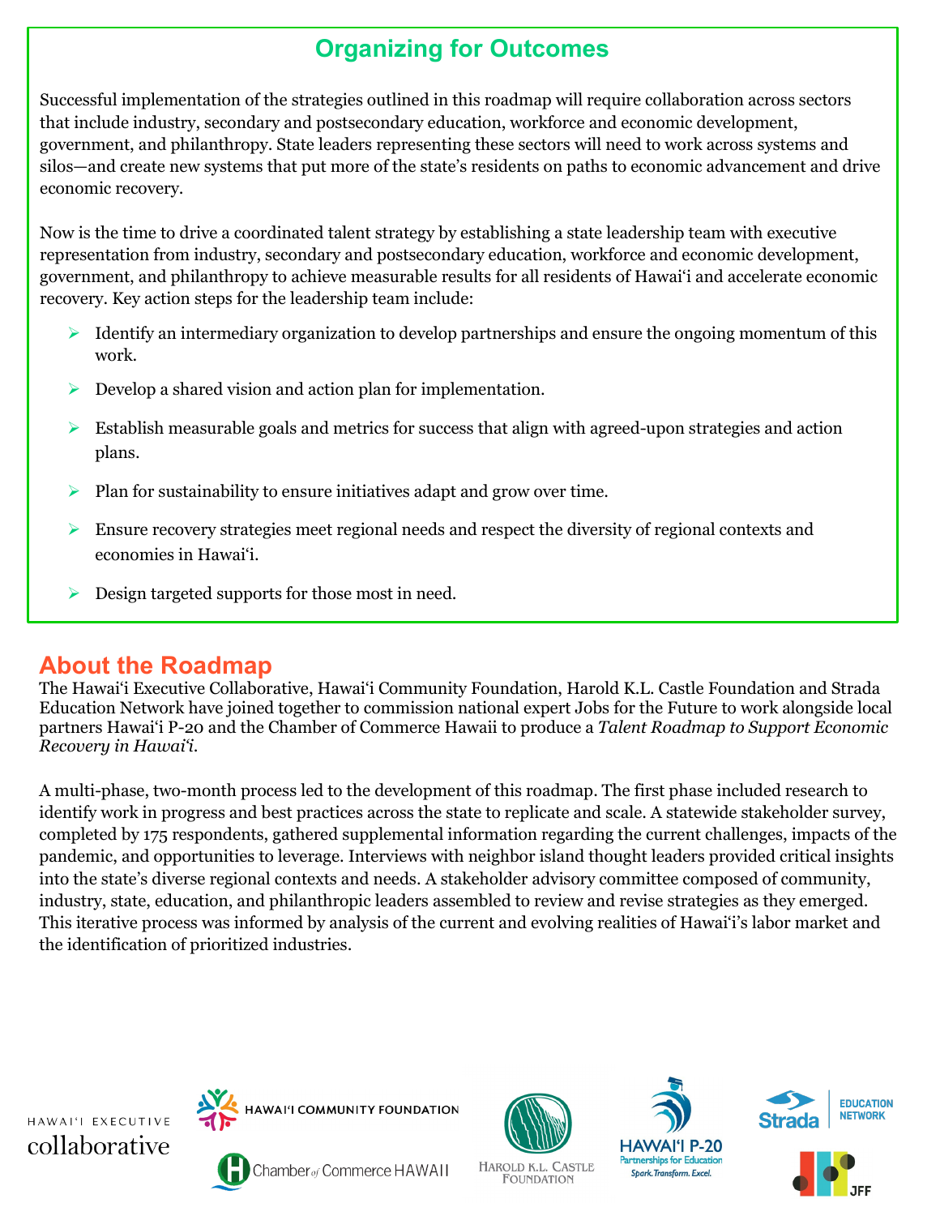## Organizing for Outcomes

Successful implementation of the strategies outlined in this roadmap will require collaboration across sectors that include industry, secondary and postsecondary education, workforce and economic development, government, and philanthropy. State leaders representing these sectors will need to work across systems and silos—and create new systems that put more of the state's residents on paths to economic advancement and drive economic recovery.

Now is the time to drive a coordinated talent strategy by establishing a state leadership team with executive representation from industry, secondary and postsecondary education, workforce and economic development, government, and philanthropy to achieve measurable results for all residents of Hawai'i and accelerate economic recovery. Key action steps for the leadership team include:

- Identify an intermediary organization to develop partnerships and ensure the ongoing momentum of this work.
- Develop a shared vision and action plan for implementation.
- Establish measurable goals and metrics for success that align with agreed-upon strategies and action plans.
- Plan for sustainability to ensure initiatives adapt and grow over time.
- Ensure recovery strategies meet regional needs and respect the diversity of regional contexts and economies in Hawai'i.
- Design targeted supports for those most in need.

## About the Roadmap

The Hawai'i Executive Collaborative, Hawai'i Community Foundation, Harold K.L. Castle Foundation and Strada Education Network have joined together to commission national expert Jobs for the Future to work alongside local partners Hawai'i P-20 and the Chamber of Commerce Hawaii to produce a *Talent Roadmap to Support Economic Recovery in Hawai'i.*

A multi-phase, two-month process led to the development of this roadmap. The first phase included research to identify work in progress and best practices across the state to replicate and scale. A statewide stakeholder survey, completed by 175 respondents, gathered supplemental information regarding the current challenges, impacts of the pandemic, and opportunities to leverage. Interviews with neighbor island thought leaders provided critical insights into the state's diverse regional contexts and needs. A stakeholder advisory committee composed of community, industry, state, education, and philanthropic leaders assembled to review and revise strategies as they emerged. This iterative process was informed by analysis of the current and evolving realities of Hawai'i's labor market and the identification of prioritized industries.

HAWAI'I EXECUTIVE collaborative

HAWAI'I COMMUNITY FOUNDATION

Chamber of Commerce HAWAII

HAROLD K.L. CASTLE FOUNDATION

HAWAI'I P-20 Partnerships for Education Spark. Transform. Excel.

Strada EDUCATION NETWORK

JFF